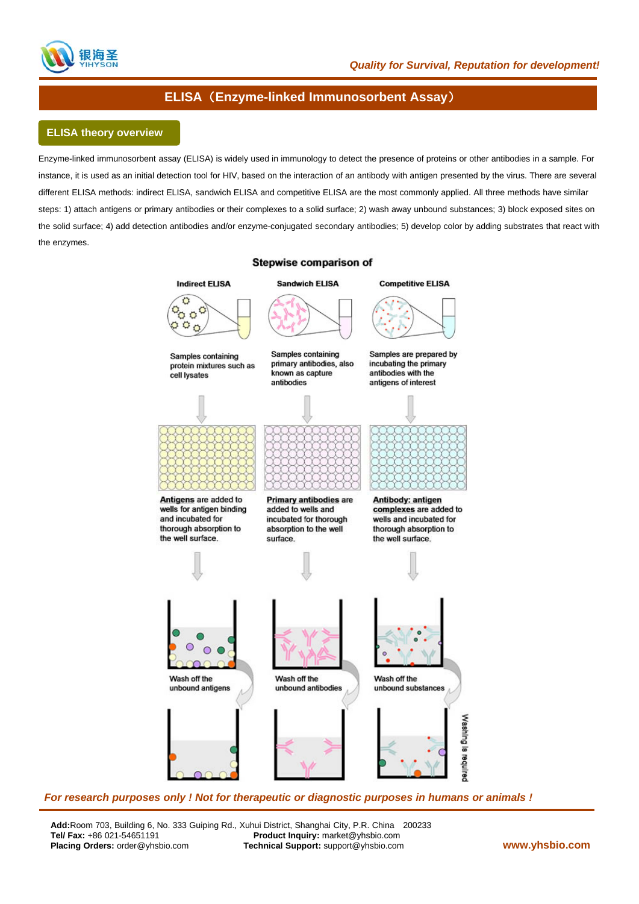# ELISA（Enzyme-linked Immunosorbent Assay）

## ELISA theory overview

Enzyme-linked immunosorbent assay (ELISA) is widely used in immunology to detect the presence of proteins or other antibodies in a sample. For instance, it is used as an initial detection tool for HIV, based on the interaction of an antibody with antigen presented by the virus. There are several different ELISA methods: indirect ELISA, sandwich ELISA and competitive ELISA are the most commonly applied. All three methods have similar steps: 1) attach antigens or primary antibodies or their complexes to a solid surface; 2) wash away unbound substances; 3) block exposed sites on the solid surface; 4) add detection antibodies and/or enzyme-conjugated secondary antibodies; 5) develop color by adding substrates that react with the enzymes.

Stepwise comparison of

Indirect ELISA

Sandwich ELISA

Competitive ELISA

Samples containing protein mixtures such as cell lysates

Samples containing primary antibodies, also known as capture antibodies

Samples are prepared by incubating the primary antibodies with the antigens of interest

**Antigens** are added to wells for antigen binding and incubated for thorough absorption to the well surface.

**Primary antibodies** are added to wells and incubated for thorough absorption to the well surface.

**Antibody: antigen complexes** are added to wells and incubated for thorough absorption to the well surface.

Wash off the unbound antigens

Wash off the unbound antibodies

Wash off the unbound substances

Washing is required

*For research purposes only ! Not for therapeutic or diagnostic purposes in humans or animals !*

**Add:**Room 703, Building 6, No. 333 Guiping Rd., Xuhui District, Shanghai City, P.R. China 200233
**Tel/ Fax:** +86 021-54651191
**Product Inquiry:** market@yhsbio.com
**Placing Orders:** order@yhsbio.com
**Technical Support:** support@yhsbio.com
**www.yhsbio.com**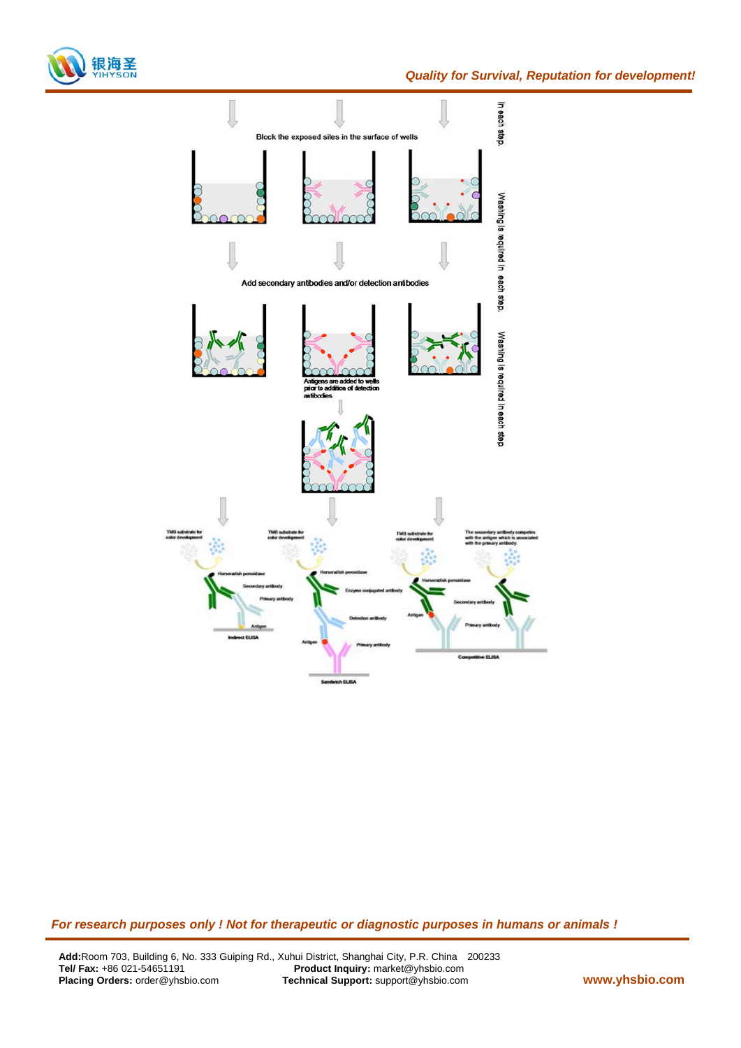Block the exposed sites in the surface of wells

Add secondary antibodies and/or detection antibodies

Antigens are added to wells prior to addition of detection antibodies.

Washing is required in each step.

Washing is required in each step.

Washing is required in each step.

TMB substrate for color development

Horseradish peroxidase

Secondary antibody

Primary antibody

Antigen

Indirect ELISA

TMB substrate for color development

Horseradish peroxidase

Enzyme conjugated antibody

Detection antibody

Antigen

Primary antibody

Sandwich ELISA

TMB substrate for color development

The secondary antibody competes with the antigen which is associated with the primary antibody.

Horseradish peroxidase

Secondary antibody

Antigen

Primary antibody

Competitive ELISA

*For research purposes only ! Not for therapeutic or diagnostic purposes in humans or animals !*

**Add:**Room 703, Building 6, No. 333 Guiping Rd., Xuhui District, Shanghai City, P.R. China 200233
**Tel/ Fax:** +86 021-54651191 **Product Inquiry:** market@yhsbio.com
**Placing Orders:** order@yhsbio.com **Technical Support:** support@yhsbio.com **www.yhsbio.com**